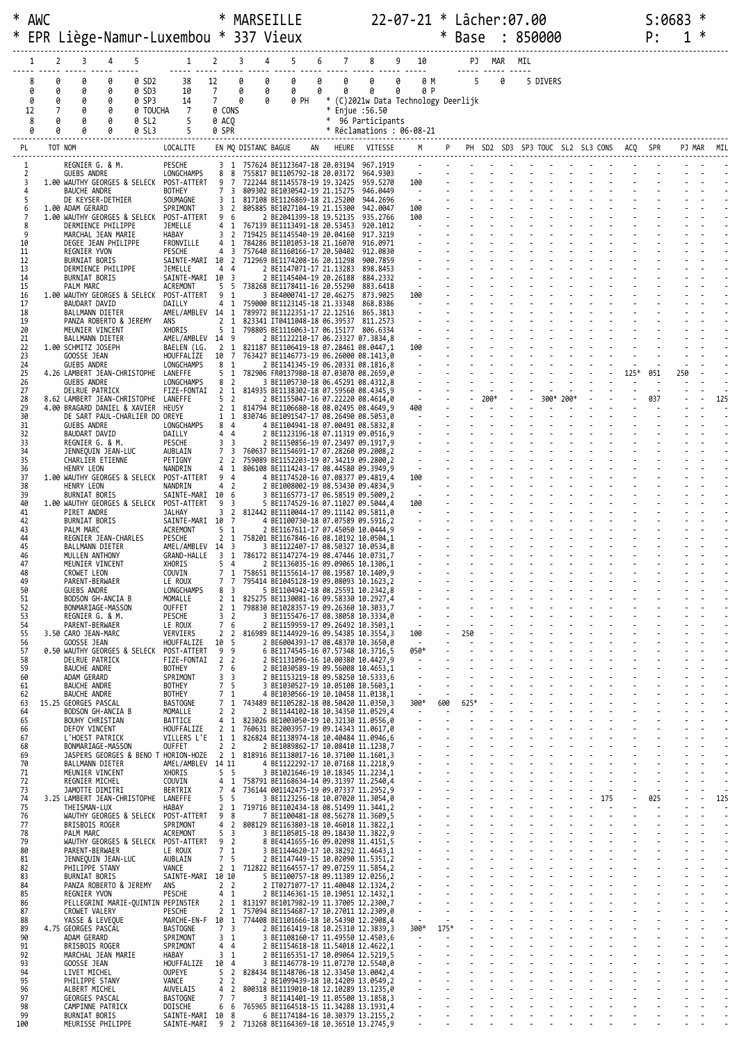```
* AWC                        * MARSEILLE          22-07-21 * Lâcher:07.00                   S:0683 *
* EPR Liège-Namur-Luxembou * 337 Vieux                     * Base  : 850000                  P:   1 *
```

| 1 | 2 | 3 | 4 | 5 | | 1 | 2 | 3 | 4 | 5 | 6 | 7 | 8 | 9 | 10 | | PJ | MAR | MIL |
|---|---|---|---|---|---|---|---|---|---|---|---|---|---|---|---|---|---|---|---|
| 8 | 0 | 0 | 0 | 0 | SD2 | 38 | 12 | 0 | 0 | 0 | 0 | 0 | 0 | 0 | 0 | M | 5 | 0 | 5 DIVERS |
| 0 | 0 | 0 | 0 | 0 | SD3 | 10 | 7 | 0 | 0 | 0 | 0 | 0 | 0 | 0 | 0 | P | | | |
| 0 | 0 | 0 | 0 | 0 | SP3 | 14 | 7 | 0 | 0 | 0 | PH | | | | | | | | |
| 12 | 7 | 0 | 0 | 0 | TOUCHA | 7 | 0 | CONS | | | | | | | | | | | |
| 8 | 0 | 0 | 0 | 0 | SL2 | 5 | 0 | ACQ | | | | | | | | | | | |
| 0 | 0 | 0 | 0 | 0 | SL3 | 5 | 0 | SPR | | | | | | | | | | | |

* (C)2021w Data Technology Deerlijk
* Enjue :56.50
* 96 Participants
* Réclamations : 06-08-21

| PL | TOT | NOM | LOCALITE | EN | MQ | DISTANC | BAGUE | AN | HEURE | VITESSE | M | P | PH | SD2 | SD3 | SP3 | TOUC | SL2 | SL3 | CONS | ACQ | SPR | PJ | MAR | MIL |
|---|---|---|---|---|---|---|---|---|---|---|---|---|---|---|---|---|---|---|---|---|---|---|---|---|---|
| 1 | | REGNIER G. & M. | PESCHE | 3 | 1 | 757624 | BE1123647 | 18 | 20.03194 | 967.1919 | - | - | - | - | - | - | - | - | - | - | - | - | - | - | - |
| 2 | | GUEBS ANDRE | LONGCHAMPS | 8 | 8 | 755817 | BE1105792 | 18 | 20.03172 | 964.9303 | - | - | - | - | - | - | - | - | - | - | - | - | - | - | - |
| 3 | 1.00 | WAUTHY GEORGES & SELECK | POST-ATTERT | 9 | 7 | 722244 | BE1145578 | 19 | 19.32425 | 959.5270 | 100 | - | - | - | - | - | - | - | - | - | - | - | - | - | - |
| 4 | | BAUCHE ANDRE | BOTHEY | 7 | 3 | 809302 | BE1030542 | 19 | 21.15275 | 946.0449 | - | - | - | - | - | - | - | - | - | - | - | - | - | - | - |
| 5 | | DE KEYSER-DETHIER | SOUMAGNE | 3 | 1 | 817108 | BE1126869 | 18 | 21.25200 | 944.2696 | - | - | - | - | - | - | - | - | - | - | - | - | - | - | - |
| 6 | 1.00 | ADAM GERARD | SPRIMONT | 3 | 2 | 805885 | BE1027104 | 19 | 21.15300 | 942.0047 | 100 | - | - | - | - | - | - | - | - | - | - | - | - | - | - |
| 7 | 1.00 | WAUTHY GEORGES & SELECK | POST-ATTERT | 9 | 6 | 2 | BE2041399 | 18 | 19.52135 | 935.2766 | 100 | - | - | - | - | - | - | - | - | - | - | - | - | - | - |
| 8 | | DERMIENCE PHILIPPE | JEMELLE | 4 | 1 | 767139 | BE1113491 | 18 | 20.53453 | 920.1012 | - | - | - | - | - | - | - | - | - | - | - | - | - | - | - |
| 9 | | MARCHAL JEAN MARIE | HABAY | 3 | 2 | 719425 | BE1145540 | 19 | 20.04160 | 917.3219 | - | - | - | - | - | - | - | - | - | - | - | - | - | - | - |
| 10 | | DEGEE JEAN PHILIPPE | FRONVILLE | 4 | 1 | 784286 | BE1101053 | 18 | 21.16070 | 916.0971 | - | - | - | - | - | - | - | - | - | - | - | - | - | - | - |
| 11 | | REGNIER YVON | PESCHE | 4 | 3 | 757640 | BE1160166 | 17 | 20.50402 | 912.0830 | - | - | - | - | - | - | - | - | - | - | - | - | - | - | - |
| 12 | | BURNIAT BORIS | SAINTE-MARI | 10 | 2 | 712969 | BE1174208 | 16 | 20.11298 | 900.7859 | - | - | - | - | - | - | - | - | - | - | - | - | - | - | - |
| 13 | | DERMIENCE PHILIPPE | JEMELLE | 4 | 4 | 2 | BE1147071 | 17 | 21.13283 | 898.8453 | - | - | - | - | - | - | - | - | - | - | - | - | - | - | - |
| 14 | | BURNIAT BORIS | SAINTE-MARI | 10 | 3 | 2 | BE1145404 | 19 | 20.26188 | 884.2332 | - | - | - | - | - | - | - | - | - | - | - | - | - | - | - |
| 15 | | PALM MARC | ACREMONT | 5 | 5 | 738268 | BE1178411 | 16 | 20.55290 | 883.6418 | - | - | - | - | - | - | - | - | - | - | - | - | - | - | - |
| 16 | 1.00 | WAUTHY GEORGES & SELECK | POST-ATTERT | 9 | 1 | 3 | BE4000741 | 17 | 20.46275 | 873.9025 | 100 | - | - | - | - | - | - | - | - | - | - | - | - | - | - |
| 17 | | BAUDART DAVID | DAILLY | 4 | 1 | 759000 | BE1123145 | 18 | 21.33348 | 868.8386 | - | - | - | - | - | - | - | - | - | - | - | - | - | - | - |
| 18 | | BALLMANN DIETER | AMEL/AMBLEV | 14 | 1 | 789972 | BE1122351 | 17 | 22.12516 | 865.3813 | - | - | - | - | - | - | - | - | - | - | - | - | - | - | - |
| 19 | | PANZA ROBERTO & JEREMY | ANS | 2 | 1 | 823341 | IT0411048 | 18 | 06.39537 | 811.2573 | - | - | - | - | - | - | - | - | - | - | - | - | - | - | - |
| 20 | | MEUNIER VINCENT | XHORIS | 5 | 1 | 798805 | BE1116063 | 17 | 06.15177 | 806.6334 | - | - | - | - | - | - | - | - | - | - | - | - | - | - | - |
| 21 | | BALLMANN DIETER | AMEL/AMBLEV | 14 | 9 | 2 | BE1122210 | 17 | 06.23327 | 07.3834,8 | - | - | - | - | - | - | - | - | - | - | - | - | - | - | - |
| 22 | 1.00 | SCHMITZ JOSEPH | BAELEN (LG. | 2 | 1 | 821187 | BE1106419 | 18 | 07.28461 | 08.0447,1 | 100 | - | - | - | - | - | - | - | - | - | - | - | - | - | - |
| 23 | | GOOSSE JEAN | HOUFFALIZE | 10 | 7 | 763427 | BE1146773 | 19 | 06.26000 | 08.1413,0 | - | - | - | - | - | - | - | - | - | - | - | - | - | - | - |
| 24 | | GUEBS ANDRE | LONGCHAMPS | 8 | 1 | 2 | BE1141345 | 19 | 06.20331 | 08.1816,8 | - | - | - | - | - | - | - | - | - | - | - | - | - | - | - |
| 25 | 4.26 | LAMBERT JEAN-CHRISTOPHE | LANEFFE | 5 | 1 | 782906 | FR0137980 | 18 | 07.03070 | 08.2659,0 | - | - | - | - | - | - | - | - | - | - | 125* | 051 | 250 | - | - |
| 26 | | GUEBS ANDRE | LONGCHAMPS | 8 | 2 | 3 | BE1105730 | 18 | 06.45291 | 08.4312,8 | - | - | - | - | - | - | - | - | - | - | - | - | - | - | - |
| 27 | | DELRUE PATRICK | FIZE-FONTAI | 2 | 1 | 814935 | BE1138302 | 18 | 07.59560 | 08.4445,9 | - | - | - | - | - | - | - | - | - | - | - | - | - | - | - |
| 28 | 8.62 | LAMBERT JEAN-CHRISTOPHE | LANEFFE | 5 | 2 | 2 | BE1155047 | 16 | 07.22220 | 08.4614,0 | - | - | - | 200* | - | 300* | 200* | - | - | - | - | 037 | - | - | 125 |
| 29 | 4.00 | BRAGARD DANIEL & XAVIER | HEUSY | 2 | 1 | 814794 | BE1106680 | 18 | 08.02495 | 08.4649,9 | 400 | - | - | - | - | - | - | - | - | - | - | - | - | - | - |
| 30 | | DE SART PAUL-CHARLIER DO | OREYE | 1 | 1 | 830746 | BE1091547 | 17 | 08.26490 | 08.5053,0 | - | - | - | - | - | - | - | - | - | - | - | - | - | - | - |
| 31 | | GUEBS ANDRE | LONGCHAMPS | 8 | 4 | 4 | BE1140941 | 18 | 07.00491 | 08.5832,8 | - | - | - | - | - | - | - | - | - | - | - | - | - | - | - |
| 32 | | BAUDART DAVID | DAILLY | 4 | 4 | 2 | BE1123196 | 18 | 07.11319 | 09.0516,9 | - | - | - | - | - | - | - | - | - | - | - | - | - | - | - |
| 33 | | REGNIER G. & M. | PESCHE | 3 | 3 | 2 | BE1150856 | 19 | 07.23497 | 09.1917,9 | - | - | - | - | - | - | - | - | - | - | - | - | - | - | - |
| 34 | | JENNEQUIN JEAN-LUC | AUBLAIN | 7 | 3 | 760637 | BE1154691 | 17 | 07.28260 | 09.2008,2 | - | - | - | - | - | - | - | - | - | - | - | - | - | - | - |
| 35 | | CHARLIER ETIENNE | PETIGNY | 2 | 2 | 759089 | BE1152203 | 19 | 07.34219 | 09.2800,2 | - | - | - | - | - | - | - | - | - | - | - | - | - | - | - |
| 36 | | HENRY LEON | NANDRIN | 4 | 1 | 806108 | BE1114243 | 17 | 08.44580 | 09.3949,9 | - | - | - | - | - | - | - | - | - | - | - | - | - | - | - |
| 37 | 1.00 | WAUTHY GEORGES & SELECK | POST-ATTERT | 9 | 4 | 4 | BE1174520 | 16 | 07.08377 | 09.4819,4 | 100 | - | - | - | - | - | - | - | - | - | - | - | - | - | - |
| 38 | | HENRY LEON | NANDRIN | 4 | 2 | 2 | BE1008002 | 19 | 08.53430 | 09.4834,9 | - | - | - | - | - | - | - | - | - | - | - | - | - | - | - |
| 39 | | BURNIAT BORIS | SAINTE-MARI | 10 | 6 | 3 | BE1165773 | 17 | 06.58519 | 09.5009,2 | - | - | - | - | - | - | - | - | - | - | - | - | - | - | - |
| 40 | 1.00 | WAUTHY GEORGES & SELECK | POST-ATTERT | 9 | 3 | 5 | BE1174529 | 16 | 07.11027 | 09.5044,4 | 100 | - | - | - | - | - | - | - | - | - | - | - | - | - | - |
| 41 | | PIRET ANDRE | JALHAY | 3 | 2 | 812442 | BE1110044 | 17 | 09.11142 | 09.5811,0 | - | - | - | - | - | - | - | - | - | - | - | - | - | - | - |
| 42 | | BURNIAT BORIS | SAINTE-MARI | 10 | 7 | 4 | BE1100730 | 18 | 07.07589 | 09.5916,2 | - | - | - | - | - | - | - | - | - | - | - | - | - | - | - |
| 43 | | PALM MARC | ACREMONT | 5 | 1 | 2 | BE1167611 | 17 | 07.45050 | 10.0444,9 | - | - | - | - | - | - | - | - | - | - | - | - | - | - | - |
| 44 | | REGNIER JEAN-CHARLES | PESCHE | 2 | 1 | 758201 | BE1167846 | 16 | 08.10192 | 10.0504,1 | - | - | - | - | - | - | - | - | - | - | - | - | - | - | - |
| 45 | | BALLMANN DIETER | AMEL/AMBLEV | 14 | 3 | 3 | BE1122407 | 17 | 08.50327 | 10.0534,8 | - | - | - | - | - | - | - | - | - | - | - | - | - | - | - |
| 46 | | MULLEN ANTHONY | GRAND-HALLE | 3 | 1 | 786172 | BE1147274 | 19 | 08.47446 | 10.0731,7 | - | - | - | - | - | - | - | - | - | - | - | - | - | - | - |
| 47 | | MEUNIER VINCENT | XHORIS | 5 | 4 | 2 | BE1136035 | 16 | 09.09065 | 10.1306,1 | - | - | - | - | - | - | - | - | - | - | - | - | - | - | - |
| 48 | | CROWET LEON | COUVIN | 7 | 1 | 758651 | BE1155614 | 17 | 08.19587 | 10.1409,9 | - | - | - | - | - | - | - | - | - | - | - | - | - | - | - |
| 49 | | PARENT-BERWAER | LE ROUX | 7 | 7 | 795414 | BE1045128 | 19 | 09.08093 | 10.1623,2 | - | - | - | - | - | - | - | - | - | - | - | - | - | - | - |
| 50 | | GUEBS ANDRE | LONGCHAMPS | 8 | 3 | 5 | BE1104942 | 18 | 08.25591 | 10.2342,8 | - | - | - | - | - | - | - | - | - | - | - | - | - | - | - |
| 51 | | BODSON GH-ANCIA B | MOMALLE | 2 | 1 | 825275 | BE1130081 | 16 | 09.58330 | 10.2927,4 | - | - | - | - | - | - | - | - | - | - | - | - | - | - | - |
| 52 | | BONMARIAGE-MASSON | OUFFET | 2 | 1 | 798830 | BE1028357 | 19 | 09.26360 | 10.3033,7 | - | - | - | - | - | - | - | - | - | - | - | - | - | - | - |
| 53 | | REGNIER G. & M. | PESCHE | 3 | 2 | 3 | BE1155476 | 17 | 08.38058 | 10.3334,0 | - | - | - | - | - | - | - | - | - | - | - | - | - | - | - |
| 54 | | PARENT-BERWAER | LE ROUX | 7 | 6 | 2 | BE1159959 | 17 | 09.26492 | 10.3503,1 | - | - | - | - | - | - | - | - | - | - | - | - | - | - | - |
| 55 | 3.50 | CARO JEAN-MARC | VERVIERS | 2 | 2 | 816989 | BE1144929 | 16 | 09.54385 | 10.3554,3 | 100 | - | 250 | - | - | - | - | - | - | - | - | - | - | - | - |
| 56 | | GOOSSE JEAN | HOUFFALIZE | 10 | 5 | 2 | BE6004393 | 17 | 08.48370 | 10.3650,0 | - | - | - | - | - | - | - | - | - | - | - | - | - | - | - |
| 57 | 0.50 | WAUTHY GEORGES & SELECK | POST-ATTERT | 9 | 9 | 6 | BE1174545 | 16 | 07.57348 | 10.3716,5 | 050* | - | - | - | - | - | - | - | - | - | - | - | - | - | - |
| 58 | | DELRUE PATRICK | FIZE-FONTAI | 2 | 2 | 2 | BE1131096 | 16 | 10.00380 | 10.4427,9 | - | - | - | - | - | - | - | - | - | - | - | - | - | - | - |
| 59 | | BAUCHE ANDRE | BOTHEY | 7 | 6 | 2 | BE1030589 | 19 | 09.56008 | 10.4653,1 | - | - | - | - | - | - | - | - | - | - | - | - | - | - | - |
| 60 | | ADAM GERARD | SPRIMONT | 3 | 3 | 2 | BE1153219 | 18 | 09.58250 | 10.5333,6 | - | - | - | - | - | - | - | - | - | - | - | - | - | - | - |
| 61 | | BAUCHE ANDRE | BOTHEY | 7 | 5 | 3 | BE1030527 | 19 | 10.05108 | 10.5603,1 | - | - | - | - | - | - | - | - | - | - | - | - | - | - | - |
| 62 | | BAUCHE ANDRE | BOTHEY | 7 | 1 | 4 | BE1030566 | 19 | 10.10458 | 11.0138,1 | - | - | - | - | - | - | - | - | - | - | - | - | - | - | - |
| 63 | 15.25 | GEORGES PASCAL | BASTOGNE | 7 | 1 | 743489 | BE1105282 | 18 | 08.50420 | 11.0350,3 | 300* | 600 | 625* | - | - | - | - | - | - | - | - | - | - | - | - |
| 64 | | BODSON GH-ANCIA B | MOMALLE | 2 | 2 | 2 | BE1144102 | 18 | 10.34350 | 11.0529,4 | - | - | - | - | - | - | - | - | - | - | - | - | - | - | - |
| 65 | | BOUHY CHRISTIAN | BATTICE | 4 | 1 | 823026 | BE1003050 | 19 | 10.32130 | 11.0556,0 | - | - | - | - | - | - | - | - | - | - | - | - | - | - | - |
| 66 | | DEFOY VINCENT | HOUFFALIZE | 2 | 1 | 760631 | BE2003957 | 19 | 09.14343 | 11.0617,0 | - | - | - | - | - | - | - | - | - | - | - | - | - | - | - |
| 67 | | L'HOEST PATRICK | VILLERS L'E | 1 | 1 | 826824 | BE1138974 | 18 | 10.40484 | 11.0946,6 | - | - | - | - | - | - | - | - | - | - | - | - | - | - | - |
| 68 | | BONMARIAGE-MASSON | OUFFET | 2 | 2 | 2 | BE1089862 | 17 | 10.08410 | 11.1238,7 | - | - | - | - | - | - | - | - | - | - | - | - | - | - | - |
| 69 | | JASPERS GEORGES & BENO T | HORION-HOZE | 2 | 1 | 818916 | BE1138017 | 16 | 10.37100 | 11.1601,3 | - | - | - | - | - | - | - | - | - | - | - | - | - | - | - |
| 70 | | BALLMANN DIETER | AMEL/AMBLEV | 14 | 11 | 4 | BE1122292 | 17 | 10.07168 | 11.2218,9 | - | - | - | - | - | - | - | - | - | - | - | - | - | - | - |
| 71 | | MEUNIER VINCENT | XHORIS | 5 | 5 | 3 | BE1021646 | 19 | 10.18345 | 11.2234,1 | - | - | - | - | - | - | - | - | - | - | - | - | - | - | - |
| 72 | | REGNIER MICHEL | COUVIN | 4 | 1 | 758791 | BE1168634 | 14 | 09.31397 | 11.2540,4 | - | - | - | - | - | - | - | - | - | - | - | - | - | - | - |
| 73 | | JAMOTTE DIMITRI | BERTRIX | 7 | 4 | 736144 | 001142475 | 19 | 09.07337 | 11.2952,9 | - | - | - | - | - | - | - | - | - | - | - | - | - | - | - |
| 74 | 3.25 | LAMBERT JEAN-CHRISTOPHE | LANEFFE | 5 | 5 | 3 | BE1123256 | 18 | 10.07020 | 11.3054,0 | - | - | - | - | - | - | - | - | - | 175 | - | 025 | - | - | 125 |
| 75 | | THEISMAN-LUX | HABAY | 2 | 1 | 719716 | BE1102434 | 18 | 08.51499 | 11.3441,2 | - | - | - | - | - | - | - | - | - | - | - | - | - | - | - |
| 76 | | WAUTHY GEORGES & SELECK | POST-ATTERT | 9 | 8 | 7 | BE1100481 | 18 | 08.56278 | 11.3609,5 | - | - | - | - | - | - | - | - | - | - | - | - | - | - | - |
| 77 | | BRISBOIS ROGER | SPRIMONT | 4 | 2 | 808129 | BE1163803 | 18 | 10.46018 | 11.3822,1 | - | - | - | - | - | - | - | - | - | - | - | - | - | - | - |
| 78 | | PALM MARC | ACREMONT | 5 | 3 | 3 | BE1105015 | 18 | 09.18430 | 11.3822,9 | - | - | - | - | - | - | - | - | - | - | - | - | - | - | - |
| 79 | | WAUTHY GEORGES & SELECK | POST-ATTERT | 9 | 2 | 8 | BE4141655 | 16 | 09.02098 | 11.4151,5 | - | - | - | - | - | - | - | - | - | - | - | - | - | - | - |
| 80 | | PARENT-BERWAER | LE ROUX | 7 | 1 | 3 | BE1144620 | 17 | 10.38292 | 11.4643,1 | - | - | - | - | - | - | - | - | - | - | - | - | - | - | - |
| 81 | | JENNEQUIN JEAN-LUC | AUBLAIN | 7 | 5 | 2 | BE1147449 | 15 | 10.02090 | 11.5351,2 | - | - | - | - | - | - | - | - | - | - | - | - | - | - | - |
| 82 | | PHILIPPE STANY | VANCE | 2 | 1 | 712822 | BE1164557 | 17 | 09.07259 | 11.5854,2 | - | - | - | - | - | - | - | - | - | - | - | - | - | - | - |
| 83 | | BURNIAT BORIS | SAINTE-MARI | 10 | 10 | 5 | BE1100757 | 18 | 09.11389 | 12.0256,2 | - | - | - | - | - | - | - | - | - | - | - | - | - | - | - |
| 84 | | PANZA ROBERTO & JEREMY | ANS | 2 | 2 | 2 | IT0271077 | 17 | 11.40048 | 12.1324,2 | - | - | - | - | - | - | - | - | - | - | - | - | - | - | - |
| 85 | | REGNIER YVON | PESCHE | 4 | 1 | 2 | BE1146361 | 15 | 10.19051 | 12.1432,1 | - | - | - | - | - | - | - | - | - | - | - | - | - | - | - |
| 86 | | PELLEGRINI MARIE-QUINTIN | PEPINSTER | 2 | 1 | 813197 | BE1017982 | 19 | 11.37005 | 12.2300,7 | - | - | - | - | - | - | - | - | - | - | - | - | - | - | - |
| 87 | | CROWET VALERY | PESCHE | 2 | 1 | 757094 | BE1154687 | 17 | 10.27011 | 12.2309,0 | - | - | - | - | - | - | - | - | - | - | - | - | - | - | - |
| 88 | | YASSE & LEVEQUE | MARCHE-EN-F | 10 | 1 | 774408 | BE1101666 | 18 | 10.54390 | 12.2908,4 | - | - | - | - | - | - | - | - | - | - | - | - | - | - | - |
| 89 | 4.75 | GEORGES PASCAL | BASTOGNE | 7 | 3 | 2 | BE1161419 | 18 | 10.25310 | 12.3839,3 | 300* | 175* | - | - | - | - | - | - | - | - | - | - | - | - | - |
| 90 | | ADAM GERARD | SPRIMONT | 3 | 1 | 3 | BE1108160 | 17 | 11.49550 | 12.4503,6 | - | - | - | - | - | - | - | - | - | - | - | - | - | - | - |
| 91 | | BRISBOIS ROGER | SPRIMONT | 4 | 4 | 2 | BE1154618 | 18 | 11.54018 | 12.4622,1 | - | - | - | - | - | - | - | - | - | - | - | - | - | - | - |
| 92 | | MARCHAL JEAN MARIE | HABAY | 3 | 1 | 2 | BE1165351 | 17 | 10.09064 | 12.5219,5 | - | - | - | - | - | - | - | - | - | - | - | - | - | - | - |
| 93 | | GOOSSE JEAN | HOUFFALIZE | 10 | 4 | 3 | BE1146778 | 19 | 11.07270 | 12.5540,0 | - | - | - | - | - | - | - | - | - | - | - | - | - | - | - |
| 94 | | LIVET MICHEL | OUPEYE | 5 | 2 | 828434 | BE1148706 | 18 | 12.33450 | 13.0042,4 | - | - | - | - | - | - | - | - | - | - | - | - | - | - | - |
| 95 | | PHILIPPE STANY | VANCE | 2 | 2 | 2 | BE1099439 | 18 | 10.14209 | 13.0549,2 | - | - | - | - | - | - | - | - | - | - | - | - | - | - | - |
| 96 | | ALBERT MICHEL | AUVELAIS | 4 | 2 | 800318 | BE1119010 | 18 | 12.10289 | 13.1235,0 | - | - | - | - | - | - | - | - | - | - | - | - | - | - | - |
| 97 | | GEORGES PASCAL | BASTOGNE | 7 | 7 | 3 | BE1141401 | 19 | 11.05500 | 13.1858,3 | - | - | - | - | - | - | - | - | - | - | - | - | - | - | - |
| 98 | | CAMPINNE PATRICK | DOISCHE | 6 | 6 | 765965 | BE1164518 | 15 | 11.34288 | 13.1931,4 | - | - | - | - | - | - | - | - | - | - | - | - | - | - | - |
| 99 | | BURNIAT BORIS | SAINTE-MARI | 10 | 8 | 6 | BE1174184 | 16 | 10.30379 | 13.2155,2 | - | - | - | - | - | - | - | - | - | - | - | - | - | - | - |
| 100 | | MEURISSE PHILIPPE | SAINTE-MARI | 9 | 2 | 713268 | BE1164369 | 18 | 10.36510 | 13.2745,9 | - | - | - | - | - | - | - | - | - | - | - | - | - | - | - |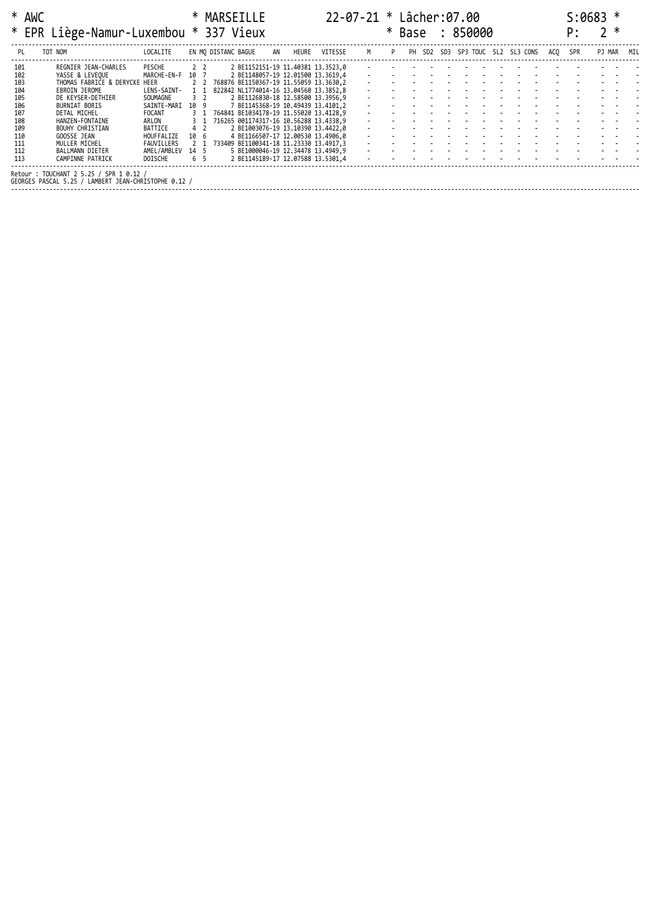* AWC * MARSEILLE 22-07-21 * Lâcher:07.00 S:0683 *
* EPR Liège-Namur-Luxembou * 337 Vieux * Base : 850000 P: 2 *

| PL | TOT | NOM | LOCALITE | EN | MQ | DISTANC | BAGUE | AN | HEURE | VITESSE | M | P | PH | SD2 | SD3 | SP3 | TOUC | SL2 | SL3 | CONS | ACQ | SPR | PJ | MAR | MIL |
|---|---|---|---|---|---|---|---|---|---|---|---|---|---|---|---|---|---|---|---|---|---|---|---|---|---|
| 101 | | REGNIER JEAN-CHARLES | PESCHE | 2 | 2 | | 2 BE1152151-19 | | 11.40381 | 13.3523,0 | - | - | - | - | - | - | - | - | - | - | - | - | - | - | - |
| 102 | | YASSE & LEVEQUE | MARCHE-EN-F | 10 | 7 | | 2 BE1148057-19 | | 12.01500 | 13.3619,4 | - | - | - | - | - | - | - | - | - | - | - | - | - | - | - |
| 103 | | THOMAS FABRICE & DERYCKE | HEER | 2 | 2 | 768876 | BE1150367-19 | | 11.55059 | 13.3630,2 | - | - | - | - | - | - | - | - | - | - | - | - | - | - | - |
| 104 | | EBROIN JEROME | LENS-SAINT- | 1 | 1 | 822842 | NL1774014-16 | | 13.04560 | 13.3852,8 | - | - | - | - | - | - | - | - | - | - | - | - | - | - | - |
| 105 | | DE KEYSER-DETHIER | SOUMAGNE | 3 | 2 | | 2 BE1126830-18 | | 12.58500 | 13.3956,9 | - | - | - | - | - | - | - | - | - | - | - | - | - | - | - |
| 106 | | BURNIAT BORIS | SAINTE-MARI | 10 | 9 | | 7 BE1145368-19 | | 10.49439 | 13.4101,2 | - | - | - | - | - | - | - | - | - | - | - | - | - | - | - |
| 107 | | DETAL MICHEL | FOCANT | 3 | 1 | 764841 | BE1034178-19 | | 11.55020 | 13.4128,9 | - | - | - | - | - | - | - | - | - | - | - | - | - | - | - |
| 108 | | HANZEN-FONTAINE | ARLON | 3 | 1 | 716265 | 001174317-16 | | 10.56288 | 13.4338,9 | - | - | - | - | - | - | - | - | - | - | - | - | - | - | - |
| 109 | | BOUHY CHRISTIAN | BATTICE | 4 | 2 | | 2 BE1003076-19 | | 13.10390 | 13.4422,0 | - | - | - | - | - | - | - | - | - | - | - | - | - | - | - |
| 110 | | GOOSSE JEAN | HOUFFALIZE | 10 | 6 | | 4 BE1166507-17 | | 12.00530 | 13.4906,0 | - | - | - | - | - | - | - | - | - | - | - | - | - | - | - |
| 111 | | MULLER MICHEL | FAUVILLERS | 2 | 1 | 733409 | BE1100341-18 | | 11.23330 | 13.4917,3 | - | - | - | - | - | - | - | - | - | - | - | - | - | - | - |
| 112 | | BALLMANN DIETER | AMEL/AMBLEV | 14 | 5 | | 5 BE1000046-19 | | 12.34478 | 13.4949,9 | - | - | - | - | - | - | - | - | - | - | - | - | - | - | - |
| 113 | | CAMPINNE PATRICK | DOISCHE | 6 | 5 | | 2 BE1145189-17 | | 12.07588 | 13.5301,4 | - | - | - | - | - | - | - | - | - | - | - | - | - | - | - |

Retour : TOUCHANT 2 5.25 / SPR 1 0.12 /
GEORGES PASCAL 5.25 / LAMBERT JEAN-CHRISTOPHE 0.12 /